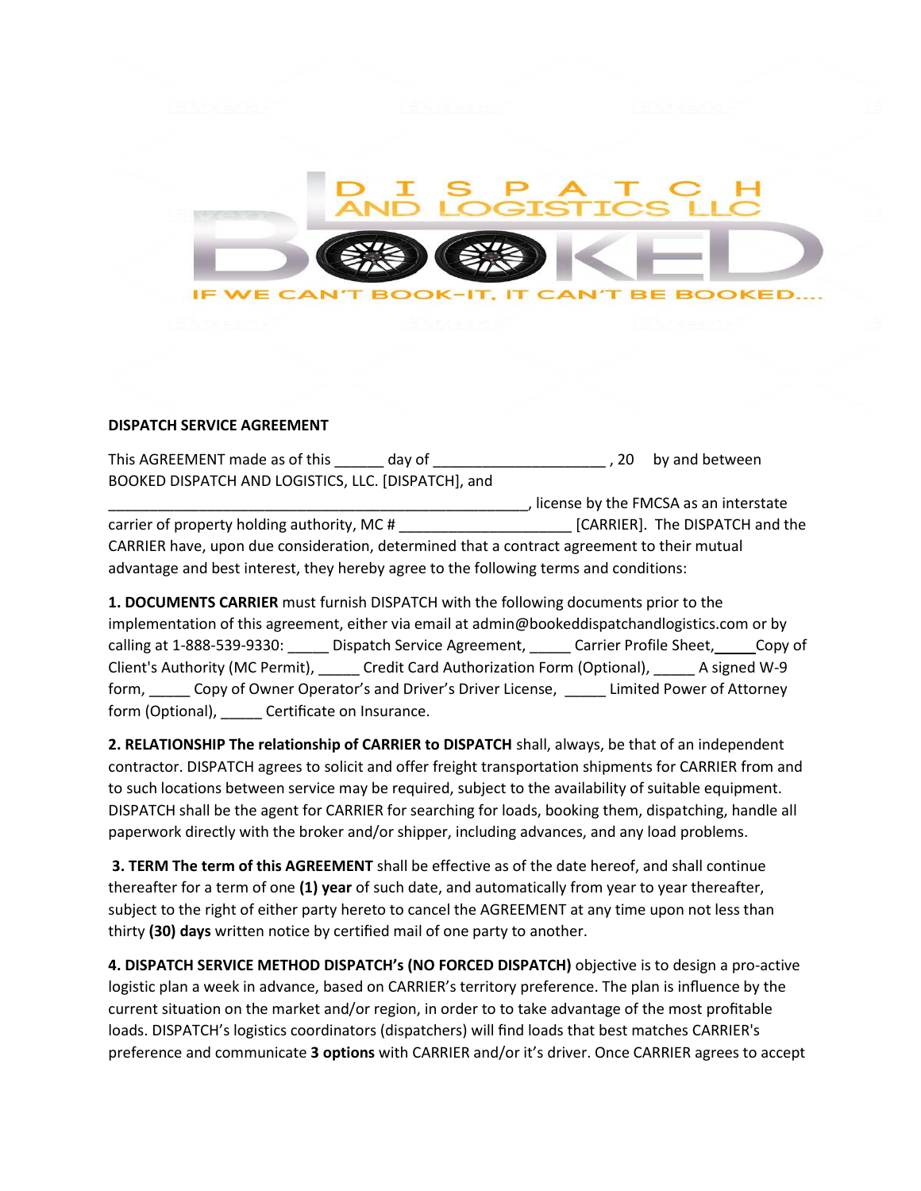**DISPATCH SERVICE AGREEMENT**

This AGREEMENT made as of this ______ day of _____________________ , 20 by and between BOOKED DISPATCH AND LOGISTICS, LLC. [DISPATCH], and _____________________________________________________, license by the FMCSA as an interstate carrier of property holding authority, MC # _____________________ [CARRIER]. The DISPATCH and the CARRIER have, upon due consideration, determined that a contract agreement to their mutual advantage and best interest, they hereby agree to the following terms and conditions:

**1. DOCUMENTS CARRIER** must furnish DISPATCH with the following documents prior to the implementation of this agreement, either via email at admin@bookeddispatchandlogistics.com or by calling at 1-888-539-9330: _____ Dispatch Service Agreement, _____ Carrier Profile Sheet, _____ Copy of Client's Authority (MC Permit), _____ Credit Card Authorization Form (Optional), _____ A signed W-9 form, _____ Copy of Owner Operator's and Driver's Driver License, _____ Limited Power of Attorney form (Optional), _____ Certificate on Insurance.

**2. RELATIONSHIP The relationship of CARRIER to DISPATCH** shall, always, be that of an independent contractor. DISPATCH agrees to solicit and offer freight transportation shipments for CARRIER from and to such locations between service may be required, subject to the availability of suitable equipment. DISPATCH shall be the agent for CARRIER for searching for loads, booking them, dispatching, handle all paperwork directly with the broker and/or shipper, including advances, and any load problems.

**3. TERM The term of this AGREEMENT** shall be effective as of the date hereof, and shall continue thereafter for a term of one **(1) year** of such date, and automatically from year to year thereafter, subject to the right of either party hereto to cancel the AGREEMENT at any time upon not less than thirty **(30) days** written notice by certified mail of one party to another.

**4. DISPATCH SERVICE METHOD DISPATCH's (NO FORCED DISPATCH)** objective is to design a pro-active logistic plan a week in advance, based on CARRIER's territory preference. The plan is influence by the current situation on the market and/or region, in order to to take advantage of the most profitable loads. DISPATCH's logistics coordinators (dispatchers) will find loads that best matches CARRIER's preference and communicate **3 options** with CARRIER and/or it's driver. Once CARRIER agrees to accept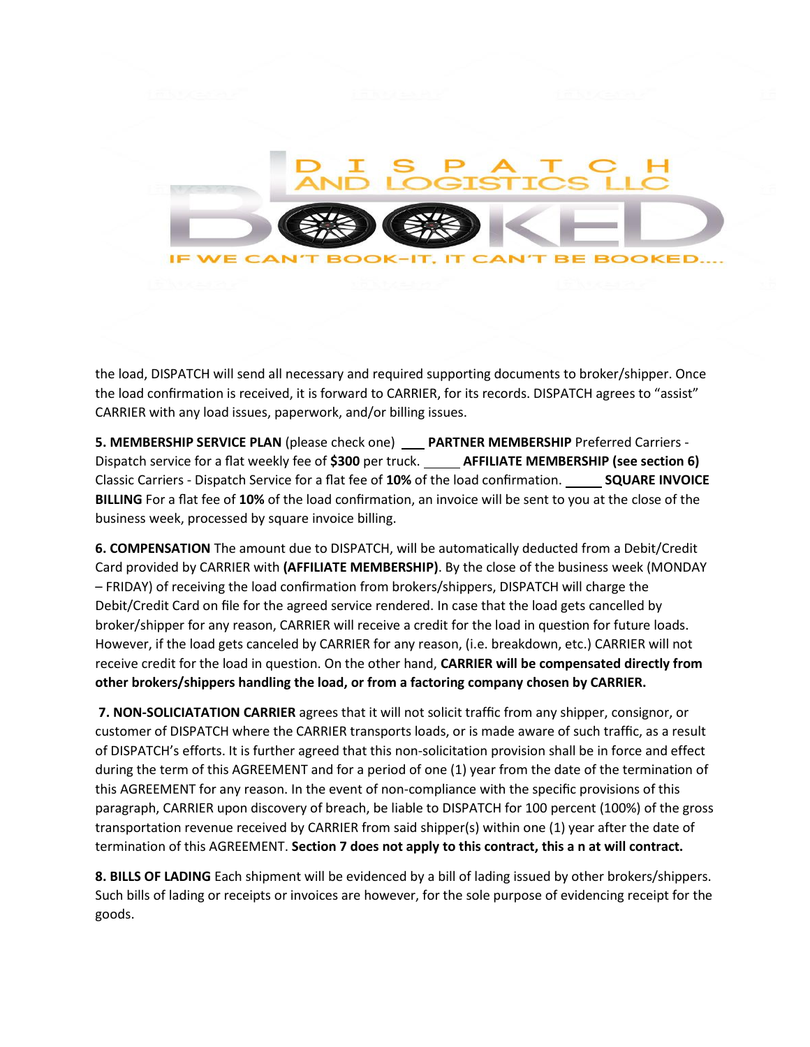the load, DISPATCH will send all necessary and required supporting documents to broker/shipper. Once the load confirmation is received, it is forward to CARRIER, for its records. DISPATCH agrees to "assist" CARRIER with any load issues, paperwork, and/or billing issues.

**5. MEMBERSHIP SERVICE PLAN** (please check one) ___ **PARTNER MEMBERSHIP** Preferred Carriers - Dispatch service for a flat weekly fee of **$300** per truck. _____ **AFFILIATE MEMBERSHIP (see section 6)** Classic Carriers - Dispatch Service for a flat fee of **10%** of the load confirmation. _____ **SQUARE INVOICE BILLING** For a flat fee of **10%** of the load confirmation, an invoice will be sent to you at the close of the business week, processed by square invoice billing.

**6. COMPENSATION** The amount due to DISPATCH, will be automatically deducted from a Debit/Credit Card provided by CARRIER with **(AFFILIATE MEMBERSHIP)**. By the close of the business week (MONDAY – FRIDAY) of receiving the load confirmation from brokers/shippers, DISPATCH will charge the Debit/Credit Card on file for the agreed service rendered. In case that the load gets cancelled by broker/shipper for any reason, CARRIER will receive a credit for the load in question for future loads. However, if the load gets canceled by CARRIER for any reason, (i.e. breakdown, etc.) CARRIER will not receive credit for the load in question. On the other hand, **CARRIER will be compensated directly from other brokers/shippers handling the load, or from a factoring company chosen by CARRIER.**

**7. NON-SOLICIATATION CARRIER** agrees that it will not solicit traffic from any shipper, consignor, or customer of DISPATCH where the CARRIER transports loads, or is made aware of such traffic, as a result of DISPATCH's efforts. It is further agreed that this non-solicitation provision shall be in force and effect during the term of this AGREEMENT and for a period of one (1) year from the date of the termination of this AGREEMENT for any reason. In the event of non-compliance with the specific provisions of this paragraph, CARRIER upon discovery of breach, be liable to DISPATCH for 100 percent (100%) of the gross transportation revenue received by CARRIER from said shipper(s) within one (1) year after the date of termination of this AGREEMENT. **Section 7 does not apply to this contract, this a n at will contract.**

**8. BILLS OF LADING** Each shipment will be evidenced by a bill of lading issued by other brokers/shippers. Such bills of lading or receipts or invoices are however, for the sole purpose of evidencing receipt for the goods.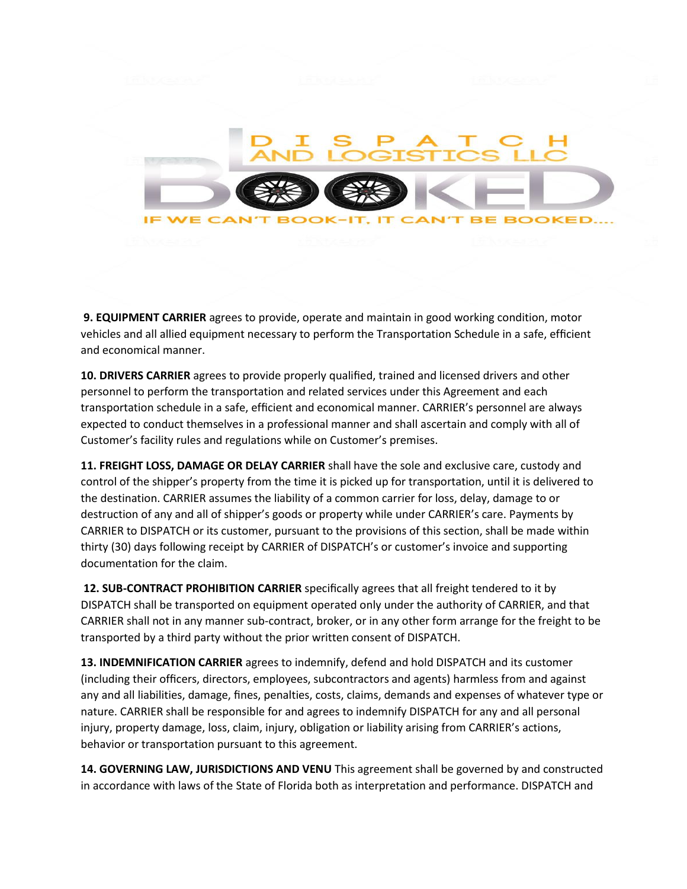**9. EQUIPMENT CARRIER** agrees to provide, operate and maintain in good working condition, motor vehicles and all allied equipment necessary to perform the Transportation Schedule in a safe, efficient and economical manner.

**10. DRIVERS CARRIER** agrees to provide properly qualified, trained and licensed drivers and other personnel to perform the transportation and related services under this Agreement and each transportation schedule in a safe, efficient and economical manner. CARRIER's personnel are always expected to conduct themselves in a professional manner and shall ascertain and comply with all of Customer's facility rules and regulations while on Customer's premises.

**11. FREIGHT LOSS, DAMAGE OR DELAY CARRIER** shall have the sole and exclusive care, custody and control of the shipper's property from the time it is picked up for transportation, until it is delivered to the destination. CARRIER assumes the liability of a common carrier for loss, delay, damage to or destruction of any and all of shipper's goods or property while under CARRIER's care. Payments by CARRIER to DISPATCH or its customer, pursuant to the provisions of this section, shall be made within thirty (30) days following receipt by CARRIER of DISPATCH's or customer's invoice and supporting documentation for the claim.

**12. SUB-CONTRACT PROHIBITION CARRIER** specifically agrees that all freight tendered to it by DISPATCH shall be transported on equipment operated only under the authority of CARRIER, and that CARRIER shall not in any manner sub-contract, broker, or in any other form arrange for the freight to be transported by a third party without the prior written consent of DISPATCH.

**13. INDEMNIFICATION CARRIER** agrees to indemnify, defend and hold DISPATCH and its customer (including their officers, directors, employees, subcontractors and agents) harmless from and against any and all liabilities, damage, fines, penalties, costs, claims, demands and expenses of whatever type or nature. CARRIER shall be responsible for and agrees to indemnify DISPATCH for any and all personal injury, property damage, loss, claim, injury, obligation or liability arising from CARRIER's actions, behavior or transportation pursuant to this agreement.

**14. GOVERNING LAW, JURISDICTIONS AND VENU** This agreement shall be governed by and constructed in accordance with laws of the State of Florida both as interpretation and performance. DISPATCH and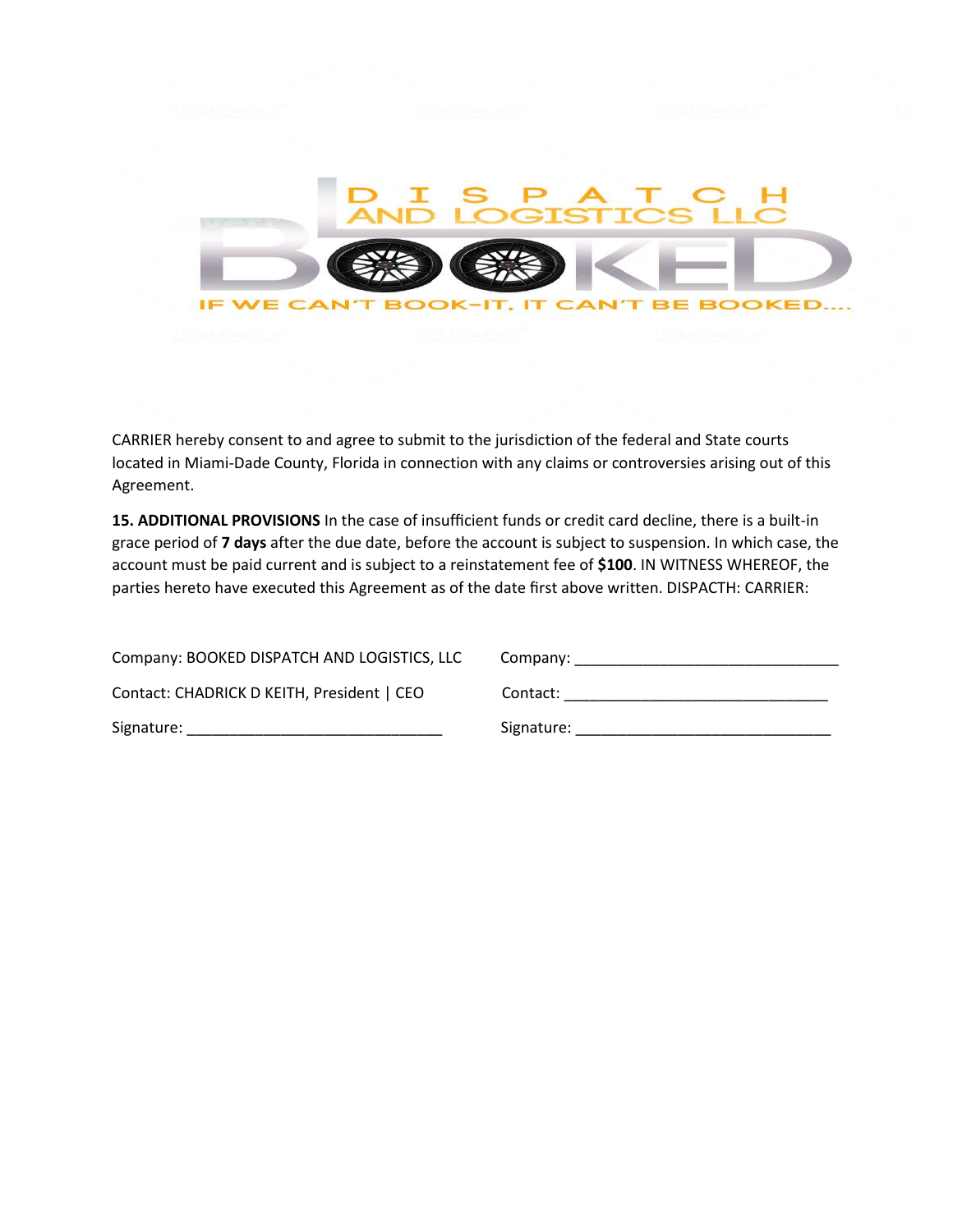CARRIER hereby consent to and agree to submit to the jurisdiction of the federal and State courts located in Miami-Dade County, Florida in connection with any claims or controversies arising out of this Agreement.

**15. ADDITIONAL PROVISIONS** In the case of insufficient funds or credit card decline, there is a built-in grace period of **7 days** after the due date, before the account is subject to suspension. In which case, the account must be paid current and is subject to a reinstatement fee of **$100**. IN WITNESS WHEREOF, the parties hereto have executed this Agreement as of the date first above written. DISPACTH: CARRIER:

| | |
|---|---|
| Company: BOOKED DISPATCH AND LOGISTICS, LLC | Company: ______________________________ |
| Contact: CHADRICK D KEITH, President \| CEO | Contact: ______________________________ |
| Signature: ______________________________ | Signature: ______________________________ |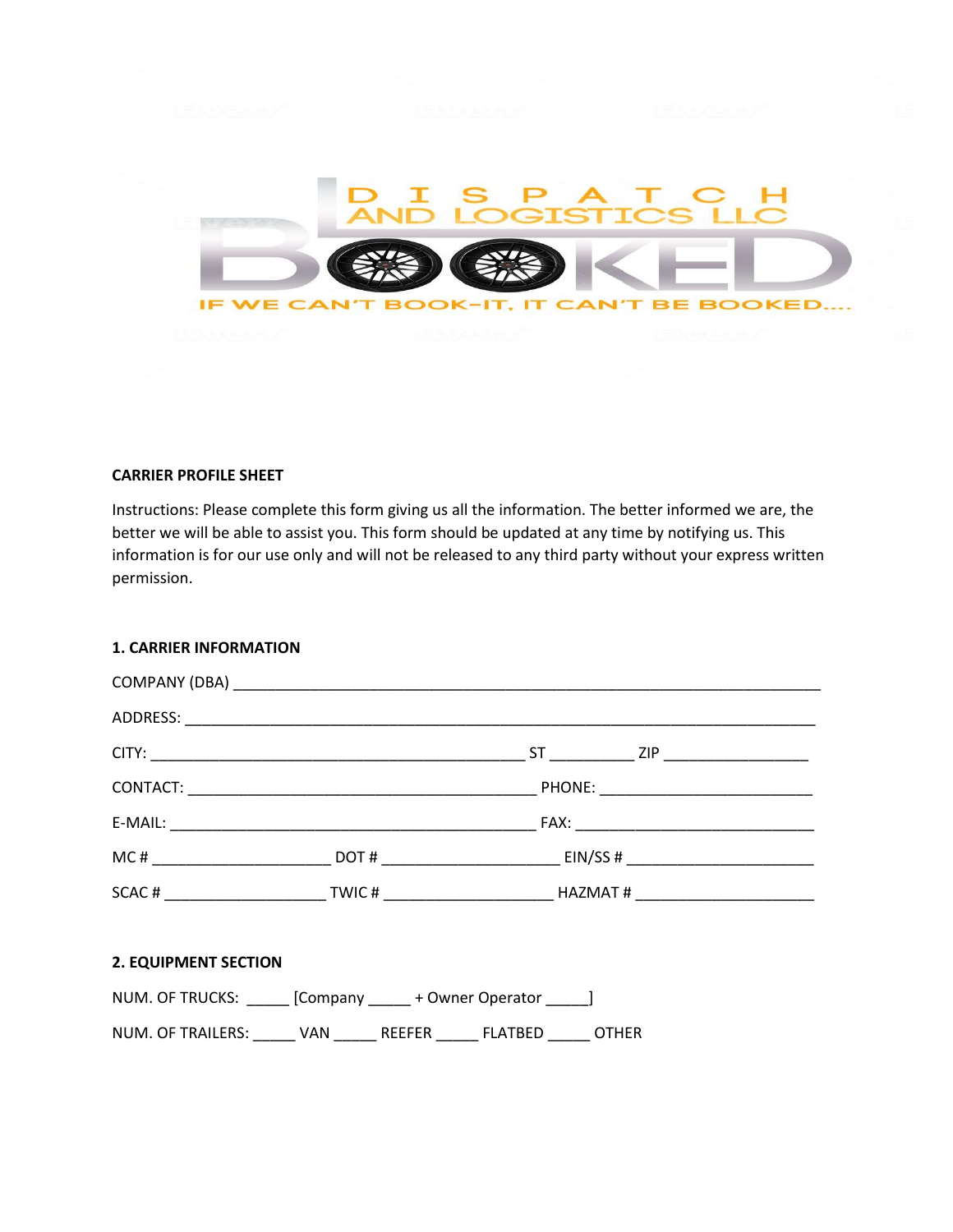DISPATCH AND LOGISTICS LLC

BOOKED

IF WE CAN'T BOOK-IT, IT CAN'T BE BOOKED....

**CARRIER PROFILE SHEET**

Instructions: Please complete this form giving us all the information. The better informed we are, the better we will be able to assist you. This form should be updated at any time by notifying us. This information is for our use only and will not be released to any third party without your express written permission.

**1. CARRIER INFORMATION**

COMPANY (DBA) ___________________________________________________________________

ADDRESS: _______________________________________________________________________

CITY: __________________________________________ ST __________ ZIP ________________

CONTACT: ________________________________________ PHONE: ________________________

E-MAIL: __________________________________________ FAX: ___________________________

MC # ____________________ DOT # ____________________ EIN/SS # _____________________

SCAC # __________________ TWIC # ___________________ HAZMAT # ____________________

**2. EQUIPMENT SECTION**

NUM. OF TRUCKS: _____ [Company _____ + Owner Operator _____]

NUM. OF TRAILERS: _____ VAN _____ REEFER _____ FLATBED _____ OTHER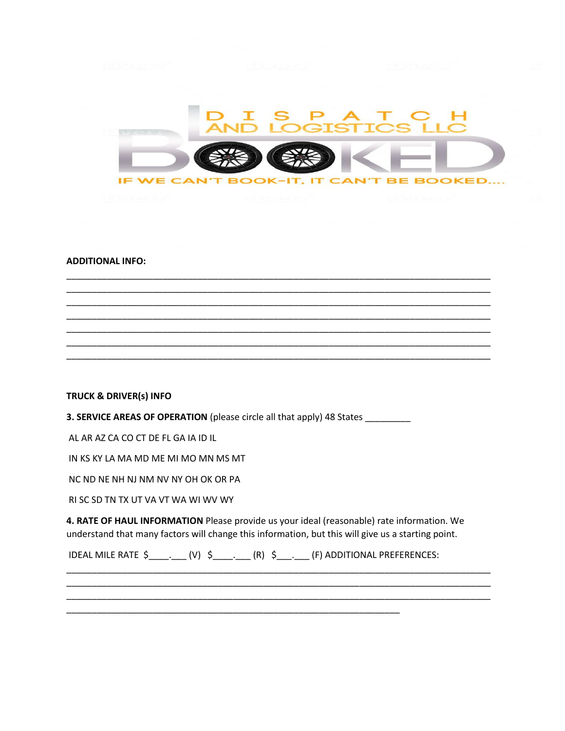**ADDITIONAL INFO:**

\_\_\_\_\_\_\_\_\_\_\_\_\_\_\_\_\_\_\_\_\_\_\_\_\_\_\_\_\_\_\_\_\_\_\_\_\_\_\_\_\_\_\_\_\_\_\_\_\_\_\_\_\_\_\_\_\_\_\_\_\_\_\_\_\_\_\_\_\_\_\_\_\_\_\_\_\_\_

\_\_\_\_\_\_\_\_\_\_\_\_\_\_\_\_\_\_\_\_\_\_\_\_\_\_\_\_\_\_\_\_\_\_\_\_\_\_\_\_\_\_\_\_\_\_\_\_\_\_\_\_\_\_\_\_\_\_\_\_\_\_\_\_\_\_\_\_\_\_\_\_\_\_\_\_\_\_

\_\_\_\_\_\_\_\_\_\_\_\_\_\_\_\_\_\_\_\_\_\_\_\_\_\_\_\_\_\_\_\_\_\_\_\_\_\_\_\_\_\_\_\_\_\_\_\_\_\_\_\_\_\_\_\_\_\_\_\_\_\_\_\_\_\_\_\_\_\_\_\_\_\_\_\_\_\_

\_\_\_\_\_\_\_\_\_\_\_\_\_\_\_\_\_\_\_\_\_\_\_\_\_\_\_\_\_\_\_\_\_\_\_\_\_\_\_\_\_\_\_\_\_\_\_\_\_\_\_\_\_\_\_\_\_\_\_\_\_\_\_\_\_\_\_\_\_\_\_\_\_\_\_\_\_\_

\_\_\_\_\_\_\_\_\_\_\_\_\_\_\_\_\_\_\_\_\_\_\_\_\_\_\_\_\_\_\_\_\_\_\_\_\_\_\_\_\_\_\_\_\_\_\_\_\_\_\_\_\_\_\_\_\_\_\_\_\_\_\_\_\_\_\_\_\_\_\_\_\_\_\_\_\_\_

\_\_\_\_\_\_\_\_\_\_\_\_\_\_\_\_\_\_\_\_\_\_\_\_\_\_\_\_\_\_\_\_\_\_\_\_\_\_\_\_\_\_\_\_\_\_\_\_\_\_\_\_\_\_\_\_\_\_\_\_\_\_\_\_\_\_\_\_\_\_\_\_\_\_\_\_\_\_

\_\_\_\_\_\_\_\_\_\_\_\_\_\_\_\_\_\_\_\_\_\_\_\_\_\_\_\_\_\_\_\_\_\_\_\_\_\_\_\_\_\_\_\_\_\_\_\_\_\_\_\_\_\_\_\_\_\_\_\_\_\_\_\_\_\_\_\_\_\_\_\_\_\_\_\_\_\_

**TRUCK & DRIVER(s) INFO**

**3. SERVICE AREAS OF OPERATION** (please circle all that apply) 48 States \_\_\_\_\_\_\_\_\_

AL AR AZ CA CO CT DE FL GA IA ID IL

IN KS KY LA MA MD ME MI MO MN MS MT

NC ND NE NH NJ NM NV NY OH OK OR PA

RI SC SD TN TX UT VA VT WA WI WV WY

**4. RATE OF HAUL INFORMATION** Please provide us your ideal (reasonable) rate information. We understand that many factors will change this information, but this will give us a starting point.

IDEAL MILE RATE $\_\_\_\_.\_\_\_ (V) $\_\_\_\_.\_\_\_ (R) $\_\_\_.\_\_\_ (F) ADDITIONAL PREFERENCES:

\_\_\_\_\_\_\_\_\_\_\_\_\_\_\_\_\_\_\_\_\_\_\_\_\_\_\_\_\_\_\_\_\_\_\_\_\_\_\_\_\_\_\_\_\_\_\_\_\_\_\_\_\_\_\_\_\_\_\_\_\_\_\_\_\_\_\_\_\_\_\_\_\_\_\_\_\_\_

\_\_\_\_\_\_\_\_\_\_\_\_\_\_\_\_\_\_\_\_\_\_\_\_\_\_\_\_\_\_\_\_\_\_\_\_\_\_\_\_\_\_\_\_\_\_\_\_\_\_\_\_\_\_\_\_\_\_\_\_\_\_\_\_\_\_\_\_\_\_\_\_\_\_\_\_\_\_

\_\_\_\_\_\_\_\_\_\_\_\_\_\_\_\_\_\_\_\_\_\_\_\_\_\_\_\_\_\_\_\_\_\_\_\_\_\_\_\_\_\_\_\_\_\_\_\_\_\_\_\_\_\_\_\_\_\_\_\_\_\_\_\_\_\_\_\_\_\_\_\_\_\_\_\_\_\_

\_\_\_\_\_\_\_\_\_\_\_\_\_\_\_\_\_\_\_\_\_\_\_\_\_\_\_\_\_\_\_\_\_\_\_\_\_\_\_\_\_\_\_\_\_\_\_\_\_\_\_\_\_\_\_\_\_\_\_\_\_\_\_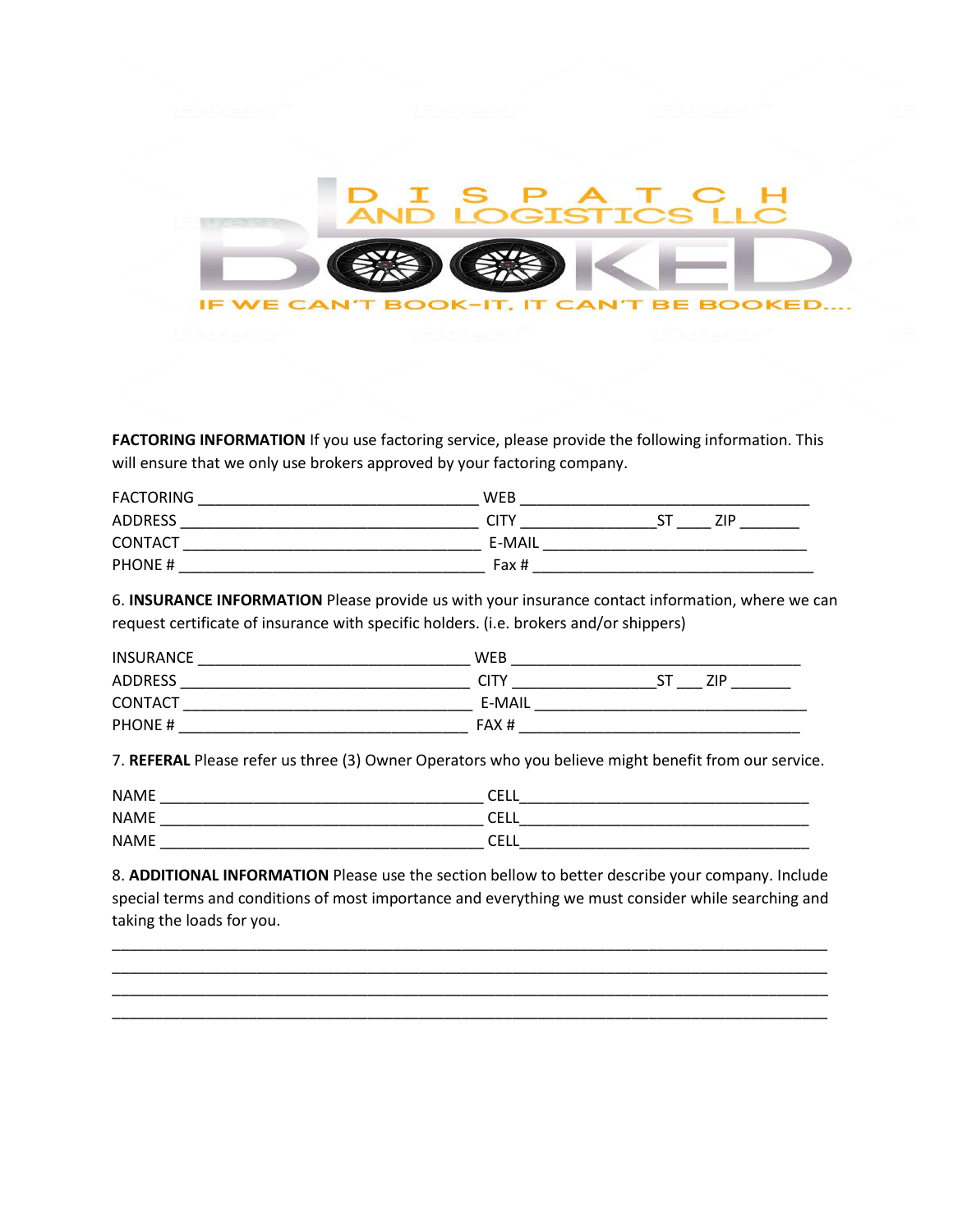DISPATCH AND LOGISTICS LLC

BOOKED

IF WE CAN'T BOOK-IT, IT CAN'T BE BOOKED....

**FACTORING INFORMATION** If you use factoring service, please provide the following information. This will ensure that we only use brokers approved by your factoring company.

FACTORING ________________________________ WEB __________________________________
ADDRESS __________________________________ CITY ________________ST ____ ZIP _______
CONTACT __________________________________ E-MAIL ______________________________
PHONE # __________________________________ Fax # _________________________________

6. **INSURANCE INFORMATION** Please provide us with your insurance contact information, where we can request certificate of insurance with specific holders. (i.e. brokers and/or shippers)

INSURANCE _______________________________ WEB __________________________________
ADDRESS _________________________________ CITY _________________ST ___ ZIP _______
CONTACT _________________________________ E-MAIL ________________________________
PHONE # _________________________________ FAX # _________________________________

7. **REFERAL** Please refer us three (3) Owner Operators who you believe might benefit from our service.

NAME ______________________________________ CELL__________________________________
NAME ______________________________________ CELL__________________________________
NAME ______________________________________ CELL__________________________________

8. **ADDITIONAL INFORMATION** Please use the section bellow to better describe your company. Include special terms and conditions of most importance and everything we must consider while searching and taking the loads for you.

________________________________________________________________________________
________________________________________________________________________________
________________________________________________________________________________
________________________________________________________________________________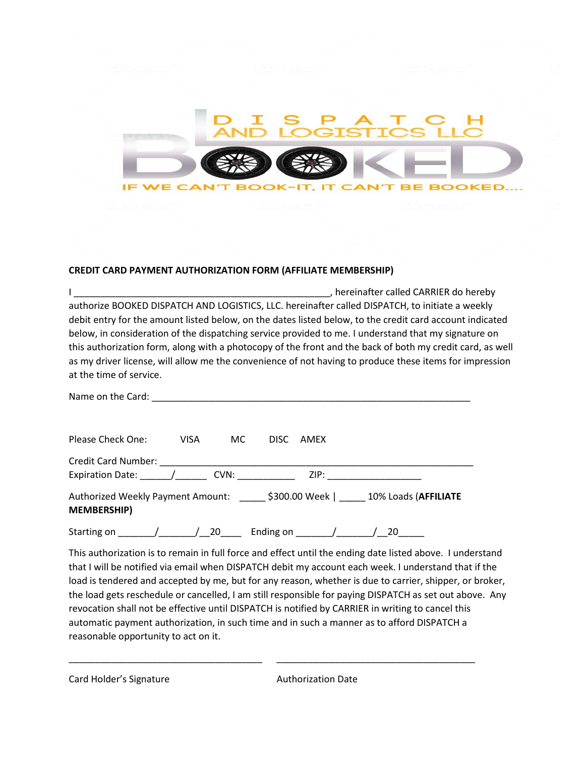DISPATCH AND LOGISTICS LLC

BOOKED

IF WE CAN'T BOOK-IT, IT CAN'T BE BOOKED....

**CREDIT CARD PAYMENT AUTHORIZATION FORM (AFFILIATE MEMBERSHIP)**

I ___________________________________________________, hereinafter called CARRIER do hereby authorize BOOKED DISPATCH AND LOGISTICS, LLC. hereinafter called DISPATCH, to initiate a weekly debit entry for the amount listed below, on the dates listed below, to the credit card account indicated below, in consideration of the dispatching service provided to me. I understand that my signature on this authorization form, along with a photocopy of the front and the back of both my credit card, as well as my driver license, will allow me the convenience of not having to produce these items for impression at the time of service.

Name on the Card: _______________________________________________________________

Please Check One: VISA MC DISC AMEX

Credit Card Number: ______________________________________________________________

Expiration Date: ______/______ CVN: ___________ ZIP: __________________

Authorized Weekly Payment Amount: _____ $300.00 Week | _____ 10% Loads (**AFFILIATE MEMBERSHIP)**

Starting on _______/_______/__20____ Ending on _______/_______/__20_____

This authorization is to remain in full force and effect until the ending date listed above. I understand that I will be notified via email when DISPATCH debit my account each week. I understand that if the load is tendered and accepted by me, but for any reason, whether is due to carrier, shipper, or broker, the load gets reschedule or cancelled, I am still responsible for paying DISPATCH as set out above. Any revocation shall not be effective until DISPATCH is notified by CARRIER in writing to cancel this automatic payment authorization, in such time and in such a manner as to afford DISPATCH a reasonable opportunity to act on it.

_____________________________________ ______________________________________

Card Holder's Signature Authorization Date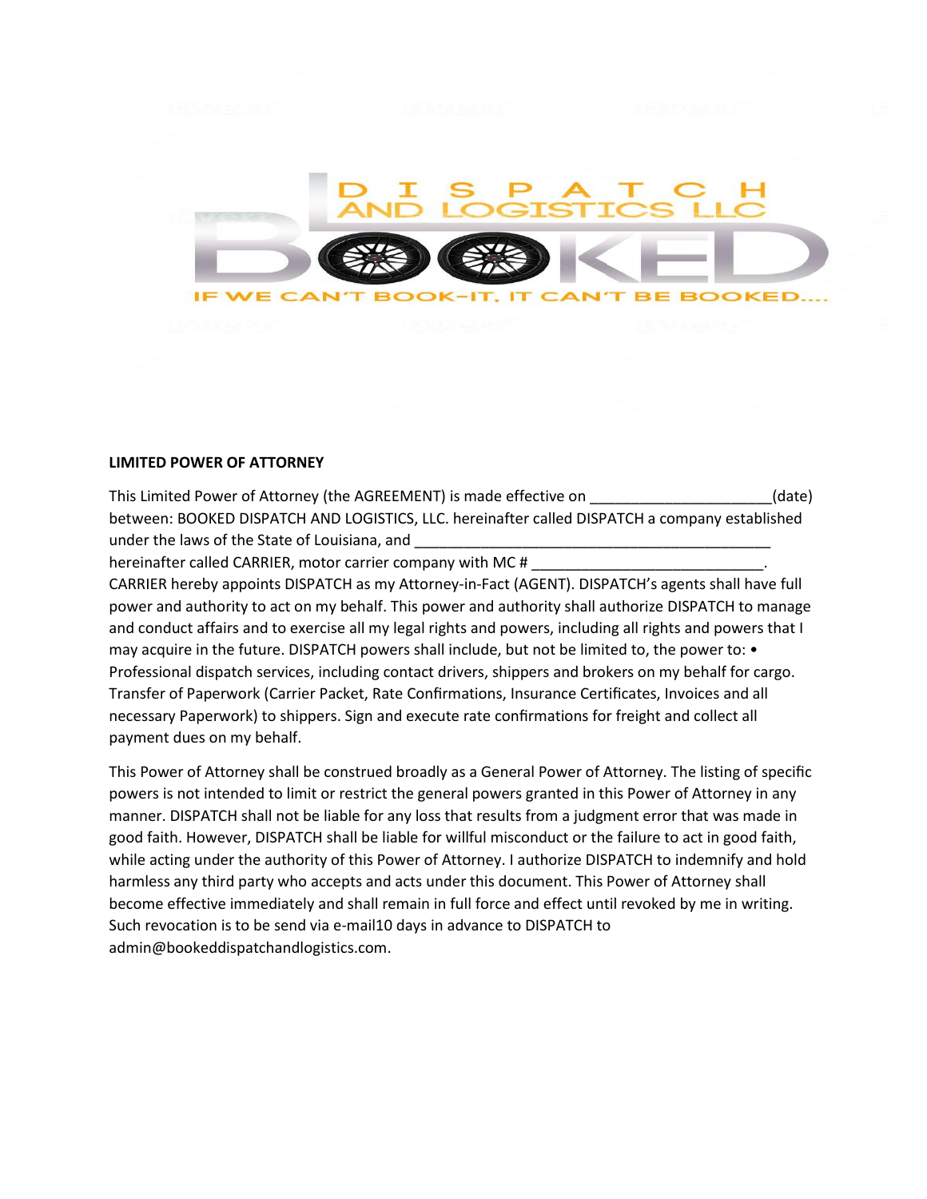# BOOKED DISPATCH AND LOGISTICS LLC

IF WE CAN'T BOOK-IT, IT CAN'T BE BOOKED....

**LIMITED POWER OF ATTORNEY**

This Limited Power of Attorney (the AGREEMENT) is made effective on ______________________(date) between: BOOKED DISPATCH AND LOGISTICS, LLC. hereinafter called DISPATCH a company established under the laws of the State of Louisiana, and ______________________________________________ hereinafter called CARRIER, motor carrier company with MC # ____________________________. CARRIER hereby appoints DISPATCH as my Attorney-in-Fact (AGENT). DISPATCH's agents shall have full power and authority to act on my behalf. This power and authority shall authorize DISPATCH to manage and conduct affairs and to exercise all my legal rights and powers, including all rights and powers that I may acquire in the future. DISPATCH powers shall include, but not be limited to, the power to: • Professional dispatch services, including contact drivers, shippers and brokers on my behalf for cargo. Transfer of Paperwork (Carrier Packet, Rate Confirmations, Insurance Certificates, Invoices and all necessary Paperwork) to shippers. Sign and execute rate confirmations for freight and collect all payment dues on my behalf.

This Power of Attorney shall be construed broadly as a General Power of Attorney. The listing of specific powers is not intended to limit or restrict the general powers granted in this Power of Attorney in any manner. DISPATCH shall not be liable for any loss that results from a judgment error that was made in good faith. However, DISPATCH shall be liable for willful misconduct or the failure to act in good faith, while acting under the authority of this Power of Attorney. I authorize DISPATCH to indemnify and hold harmless any third party who accepts and acts under this document. This Power of Attorney shall become effective immediately and shall remain in full force and effect until revoked by me in writing. Such revocation is to be send via e-mail10 days in advance to DISPATCH to admin@bookeddispatchandlogistics.com.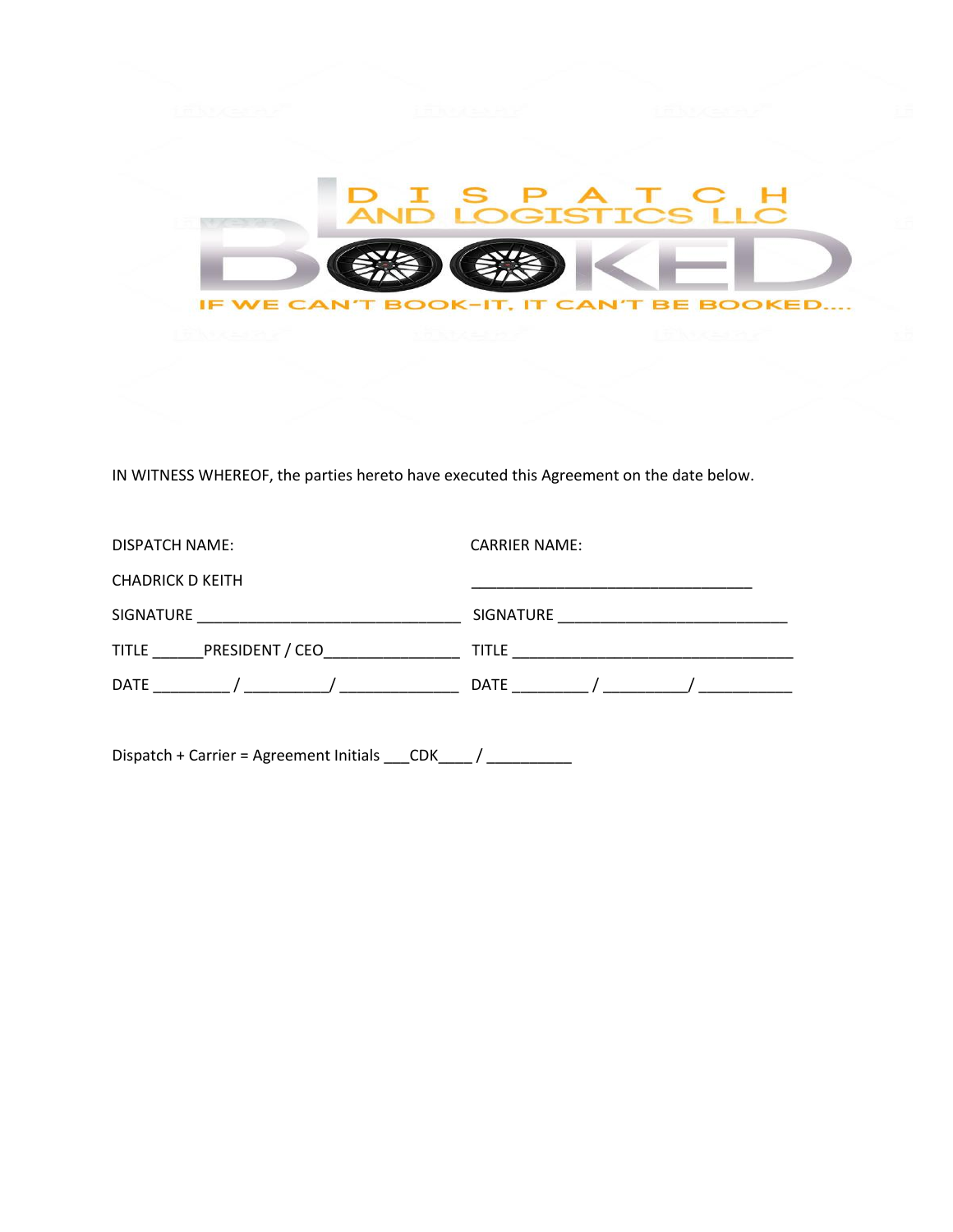DISPATCH AND LOGISTICS LLC

BOOKED

IF WE CAN'T BOOK-IT, IT CAN'T BE BOOKED....

IN WITNESS WHEREOF, the parties hereto have executed this Agreement on the date below.

| | |
|---|---|
| DISPATCH NAME: | CARRIER NAME: |
| CHADRICK D KEITH | _________________________________ |
| SIGNATURE _______________________________ | SIGNATURE ___________________________ |
| TITLE ______PRESIDENT / CEO________________ | TITLE _________________________________ |
| DATE _________ / __________/ ______________ | DATE _________ / __________/ ___________ |

Dispatch + Carrier = Agreement Initials ___CDK____ / __________